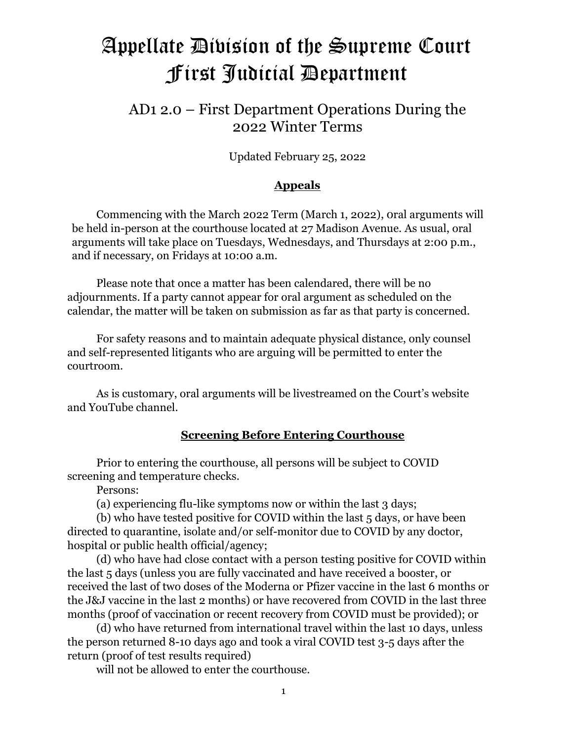# Appellate Division of the Supreme Court First Judicial Department

## AD1 2.0 – First Department Operations During the 2022 Winter Terms

Updated February 25, 2022

### **Appeals**

Commencing with the March 2022 Term (March 1, 2022), oral arguments will be held in-person at the courthouse located at 27 Madison Avenue. As usual, oral arguments will take place on Tuesdays, Wednesdays, and Thursdays at 2:00 p.m., and if necessary, on Fridays at 10:00 a.m.

Please note that once a matter has been calendared, there will be no adjournments. If a party cannot appear for oral argument as scheduled on the calendar, the matter will be taken on submission as far as that party is concerned.

For safety reasons and to maintain adequate physical distance, only counsel and self-represented litigants who are arguing will be permitted to enter the courtroom.

As is customary, oral arguments will be livestreamed on the Court's website and YouTube channel.

### **Screening Before Entering Courthouse**

Prior to entering the courthouse, all persons will be subject to COVID screening and temperature checks.

Persons:

(a) experiencing flu-like symptoms now or within the last 3 days;

(b) who have tested positive for COVID within the last 5 days, or have been directed to quarantine, isolate and/or self-monitor due to COVID by any doctor, hospital or public health official/agency;

(d) who have had close contact with a person testing positive for COVID within the last 5 days (unless you are fully vaccinated and have received a booster, or received the last of two doses of the Moderna or Pfizer vaccine in the last 6 months or the J&J vaccine in the last 2 months) or have recovered from COVID in the last three months (proof of vaccination or recent recovery from COVID must be provided); or

(d) who have returned from international travel within the last 10 days, unless the person returned 8-10 days ago and took a viral COVID test 3-5 days after the return (proof of test results required)

will not be allowed to enter the courthouse.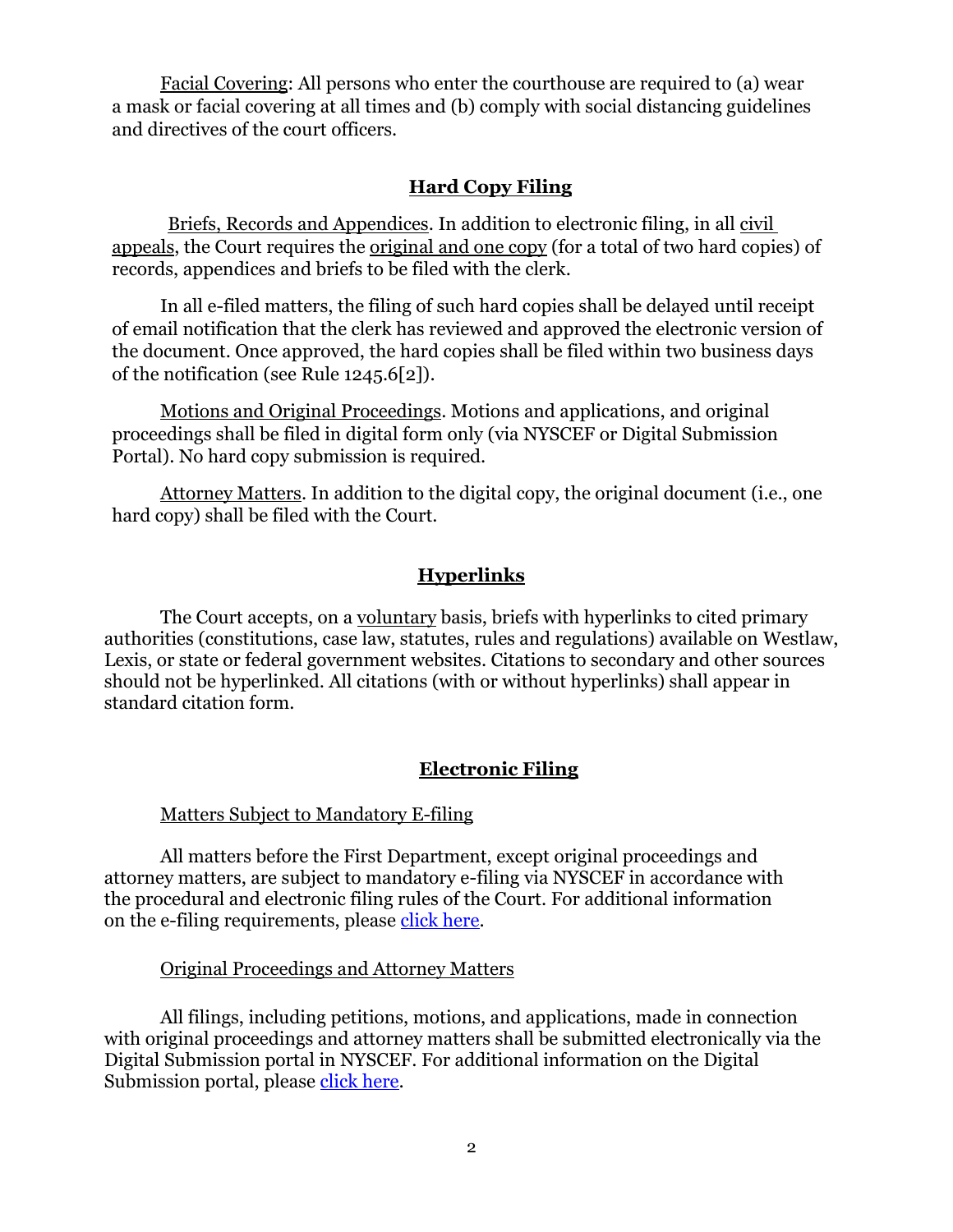Facial Covering: All persons who enter the courthouse are required to (a) wear a mask or facial covering at all times and (b) comply with social distancing guidelines and directives of the court officers.

## **Hard Copy Filing**

Briefs, Records and Appendices. In addition to electronic filing, in all civil appeals, the Court requires the original and one copy (for a total of two hard copies) of records, appendices and briefs to be filed with the clerk.

In all e-filed matters, the filing of such hard copies shall be delayed until receipt of email notification that the clerk has reviewed and approved the electronic version of the document. Once approved, the hard copies shall be filed within two business days of the notification (see Rule 1245.6[2]).

Motions and Original Proceedings. Motions and applications, and original proceedings shall be filed in digital form only (via NYSCEF or Digital Submission Portal). No hard copy submission is required.

Attorney Matters. In addition to the digital copy, the original document (i.e., one hard copy) shall be filed with the Court.

## **Hyperlinks**

The Court accepts, on a voluntary basis, briefs with hyperlinks to cited primary authorities (constitutions, case law, statutes, rules and regulations) available on Westlaw, Lexis, or state or federal government websites. Citations to secondary and other sources should not be hyperlinked. All citations (with or without hyperlinks) shall appear in standard citation form.

## **Electronic Filing**

### Matters Subject to Mandatory E-filing

All matters before the First Department, except original proceedings and attorney matters, are subject to mandatory e-filing via NYSCEF in accordance with the procedural and electronic filing rules of the Court. For additional information on the e-filing requirements, please click here.

### Original Proceedings and Attorney Matters

All filings, including petitions, motions, and applications, made in connection with original proceedings and attorney matters shall be submitted electronically via the Digital Submission portal in NYSCEF. For additional information on the Digital Submission portal, please click here.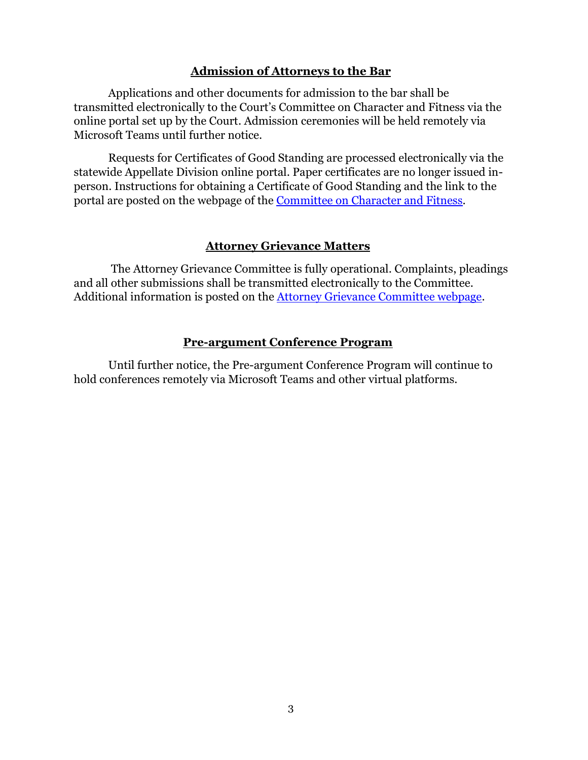## Admission of Attorneys to the Bar

Applications and other documents for admission to the bar shall be transmitted electronically to the Court's Committee on Character and Fitness via the online portal set up by the Court. Admission ceremonies will be held remotely via Microsoft Teams until further notice.

Requests for Certificates of Good Standing are processed electronically via the statewide Appellate Division online portal. Paper certificates are no longer issued in-person. Instructions for obtaining a Certificate of Good Standing and the link to the portal are posted on the webpage of the Committee on Character and Fitness.

## Attorney Grievance Matters

The Attorney Grievance Committee is fully operational. Complaints, pleadings and all other submissions shall be transmitted electronically to the Committee. Additional information is posted on the Attorney Grievance Committee webpage.

## Pre-argument Conference Program

Until further notice, the Pre-argument Conference Program will continue to hold conferences remotely via Microsoft Teams and other virtual platforms.